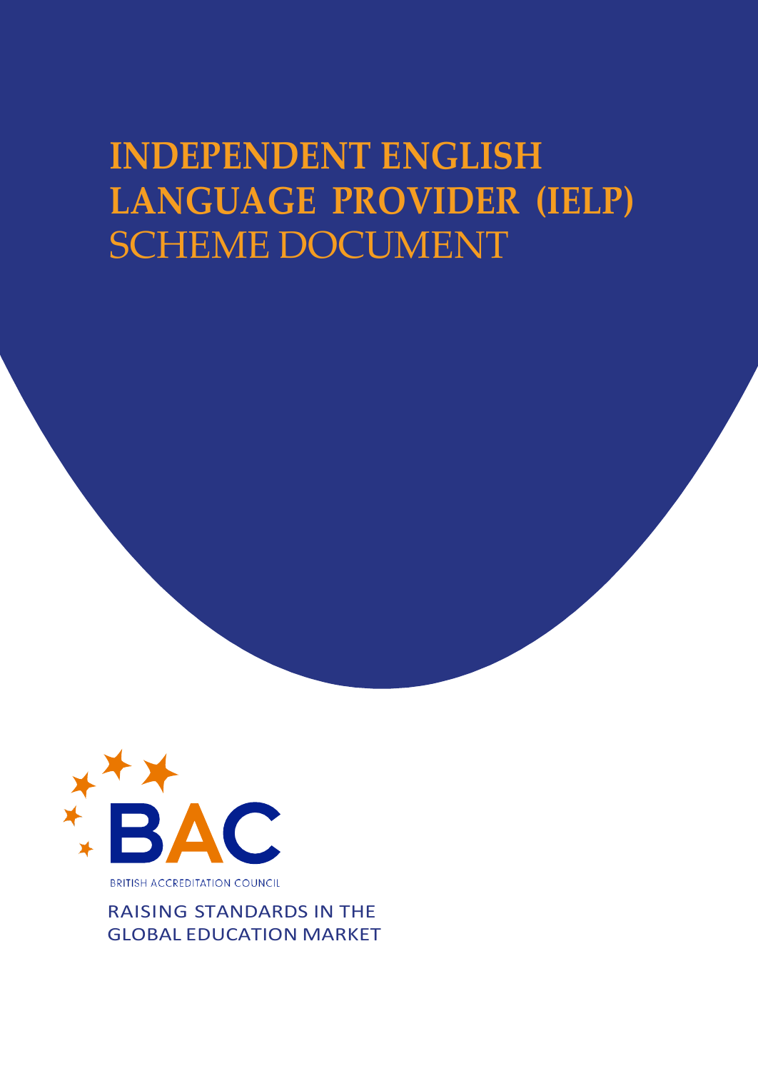# INDEPENDENT ENGLISH LANGUAGE PROVIDER (IELP) SCHEME DOCUMENT

BAC

BRITISH ACCREDITATION COUNCIL

RAISING STANDARDS IN THE GLOBAL EDUCATION MARKET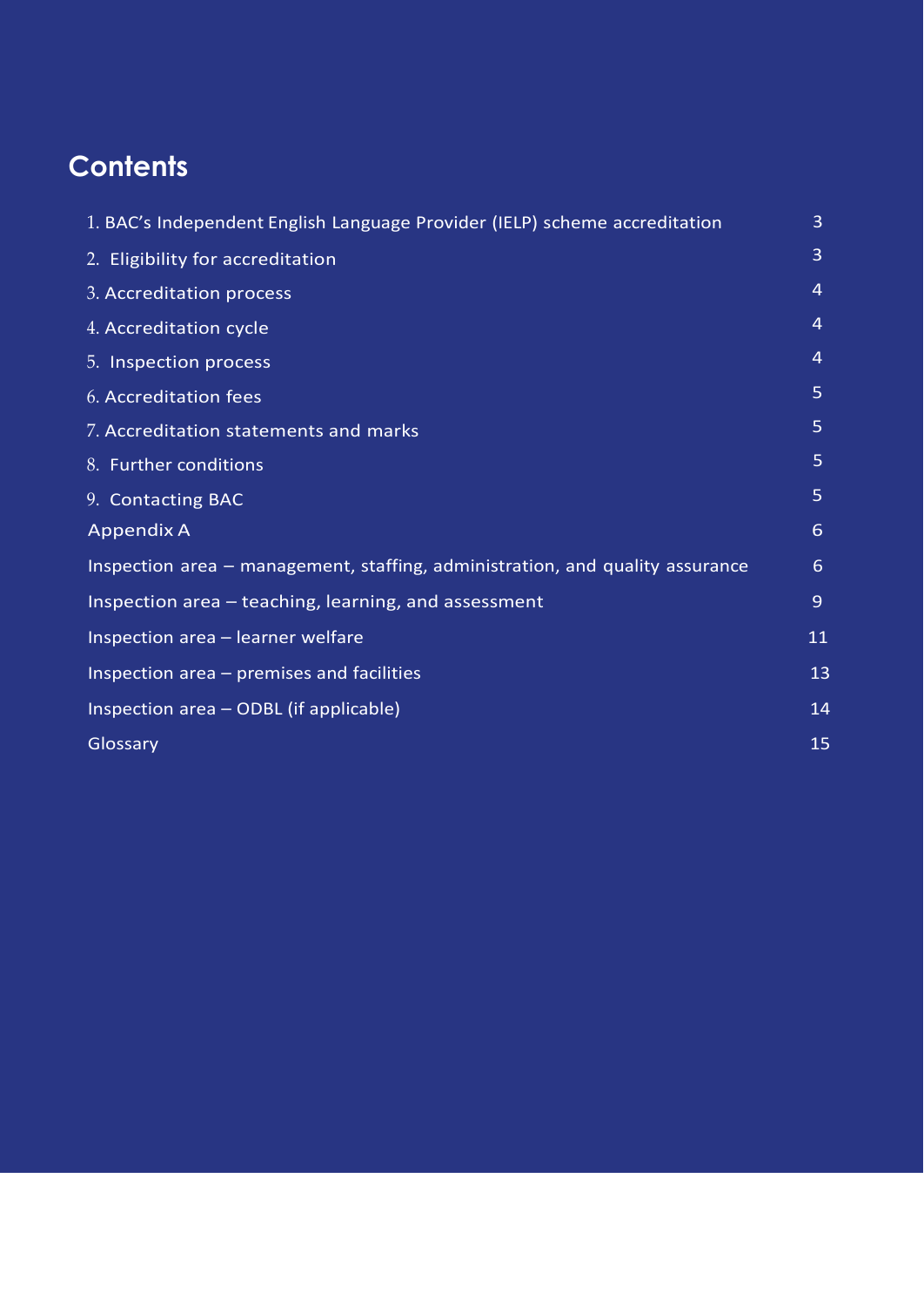# Contents

| | |
|---|---|
| 1. BAC's Independent English Language Provider (IELP) scheme accreditation | 3 |
| 2. Eligibility for accreditation | 3 |
| 3. Accreditation process | 4 |
| 4. Accreditation cycle | 4 |
| 5. Inspection process | 4 |
| 6. Accreditation fees | 5 |
| 7. Accreditation statements and marks | 5 |
| 8. Further conditions | 5 |
| 9. Contacting BAC | 5 |
| Appendix A | 6 |
| Inspection area – management, staffing, administration, and quality assurance | 6 |
| Inspection area – teaching, learning, and assessment | 9 |
| Inspection area – learner welfare | 11 |
| Inspection area – premises and facilities | 13 |
| Inspection area – ODBL (if applicable) | 14 |
| Glossary | 15 |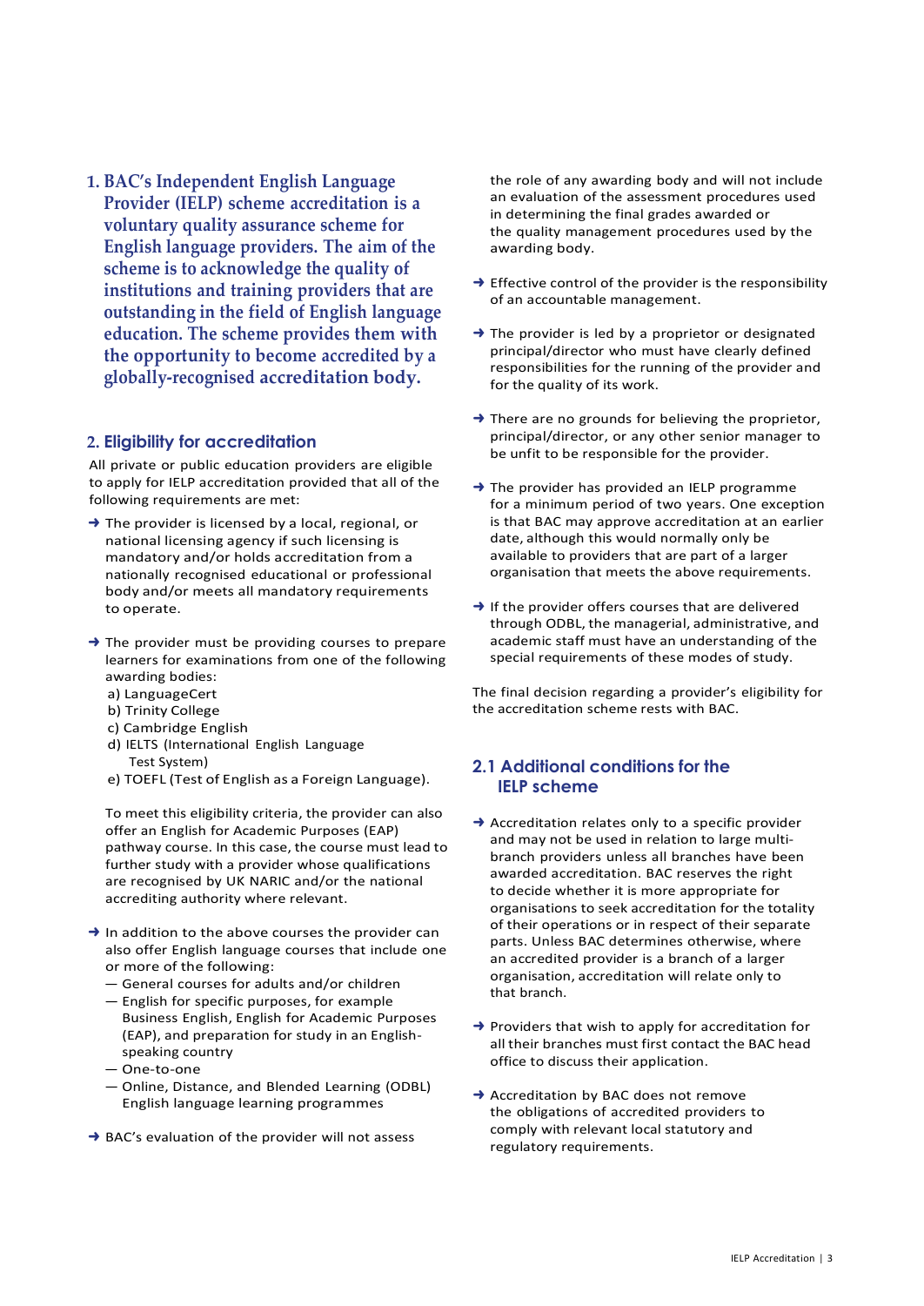## 1. BAC's Independent English Language Provider (IELP) scheme accreditation is a voluntary quality assurance scheme for English language providers. The aim of the scheme is to acknowledge the quality of institutions and training providers that are outstanding in the field of English language education. The scheme provides them with the opportunity to become accredited by a globally-recognised accreditation body.

## 2. Eligibility for accreditation

All private or public education providers are eligible to apply for IELP accreditation provided that all of the following requirements are met:

- The provider is licensed by a local, regional, or national licensing agency if such licensing is mandatory and/or holds accreditation from a nationally recognised educational or professional body and/or meets all mandatory requirements to operate.
- The provider must be providing courses to prepare learners for examinations from one of the following awarding bodies:
  - a) LanguageCert
  - b) Trinity College
  - c) Cambridge English
  - d) IELTS (International English Language Test System)
  - e) TOEFL (Test of English as a Foreign Language).

  To meet this eligibility criteria, the provider can also offer an English for Academic Purposes (EAP) pathway course. In this case, the course must lead to further study with a provider whose qualifications are recognised by UK NARIC and/or the national accrediting authority where relevant.
- In addition to the above courses the provider can also offer English language courses that include one or more of the following:
  - General courses for adults and/or children
  - English for specific purposes, for example Business English, English for Academic Purposes (EAP), and preparation for study in an English-speaking country
  - One-to-one
  - Online, Distance, and Blended Learning (ODBL) English language learning programmes
- BAC's evaluation of the provider will not assess the role of any awarding body and will not include an evaluation of the assessment procedures used in determining the final grades awarded or the quality management procedures used by the awarding body.
- Effective control of the provider is the responsibility of an accountable management.
- The provider is led by a proprietor or designated principal/director who must have clearly defined responsibilities for the running of the provider and for the quality of its work.
- There are no grounds for believing the proprietor, principal/director, or any other senior manager to be unfit to be responsible for the provider.
- The provider has provided an IELP programme for a minimum period of two years. One exception is that BAC may approve accreditation at an earlier date, although this would normally only be available to providers that are part of a larger organisation that meets the above requirements.
- If the provider offers courses that are delivered through ODBL, the managerial, administrative, and academic staff must have an understanding of the special requirements of these modes of study.

The final decision regarding a provider's eligibility for the accreditation scheme rests with BAC.

### 2.1 Additional conditions for the IELP scheme

- Accreditation relates only to a specific provider and may not be used in relation to large multi-branch providers unless all branches have been awarded accreditation. BAC reserves the right to decide whether it is more appropriate for organisations to seek accreditation for the totality of their operations or in respect of their separate parts. Unless BAC determines otherwise, where an accredited provider is a branch of a larger organisation, accreditation will relate only to that branch.
- Providers that wish to apply for accreditation for all their branches must first contact the BAC head office to discuss their application.
- Accreditation by BAC does not remove the obligations of accredited providers to comply with relevant local statutory and regulatory requirements.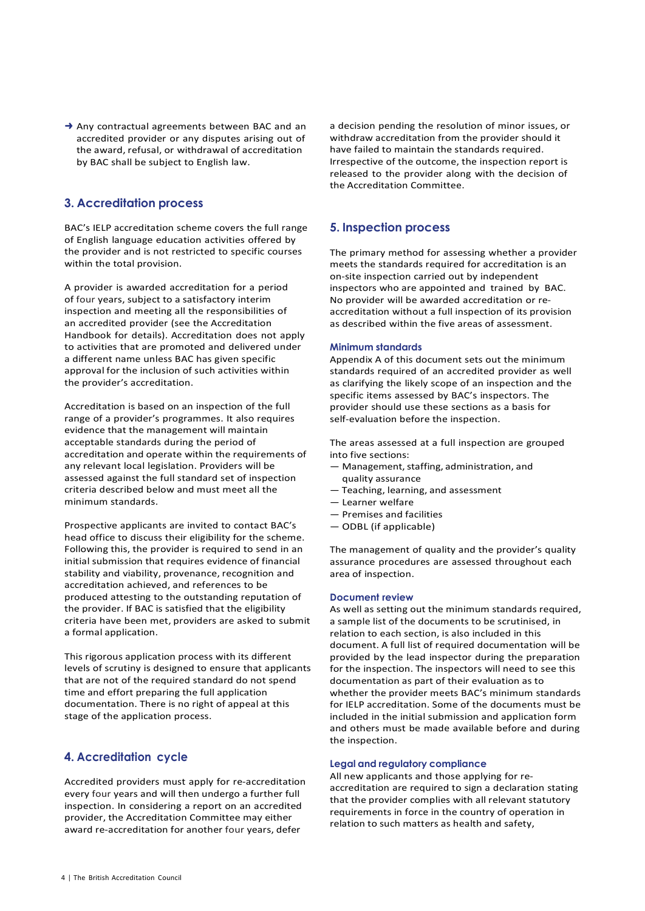- Any contractual agreements between BAC and an accredited provider or any disputes arising out of the award, refusal, or withdrawal of accreditation by BAC shall be subject to English law.

## 3. Accreditation process

BAC's IELP accreditation scheme covers the full range of English language education activities offered by the provider and is not restricted to specific courses within the total provision.

A provider is awarded accreditation for a period of four years, subject to a satisfactory interim inspection and meeting all the responsibilities of an accredited provider (see the Accreditation Handbook for details). Accreditation does not apply to activities that are promoted and delivered under a different name unless BAC has given specific approval for the inclusion of such activities within the provider's accreditation.

Accreditation is based on an inspection of the full range of a provider's programmes. It also requires evidence that the management will maintain acceptable standards during the period of accreditation and operate within the requirements of any relevant local legislation. Providers will be assessed against the full standard set of inspection criteria described below and must meet all the minimum standards.

Prospective applicants are invited to contact BAC's head office to discuss their eligibility for the scheme. Following this, the provider is required to send in an initial submission that requires evidence of financial stability and viability, provenance, recognition and accreditation achieved, and references to be produced attesting to the outstanding reputation of the provider. If BAC is satisfied that the eligibility criteria have been met, providers are asked to submit a formal application.

This rigorous application process with its different levels of scrutiny is designed to ensure that applicants that are not of the required standard do not spend time and effort preparing the full application documentation. There is no right of appeal at this stage of the application process.

## 4. Accreditation cycle

Accredited providers must apply for re-accreditation every four years and will then undergo a further full inspection. In considering a report on an accredited provider, the Accreditation Committee may either award re-accreditation for another four years, defer a decision pending the resolution of minor issues, or withdraw accreditation from the provider should it have failed to maintain the standards required. Irrespective of the outcome, the inspection report is released to the provider along with the decision of the Accreditation Committee.

## 5. Inspection process

The primary method for assessing whether a provider meets the standards required for accreditation is an on-site inspection carried out by independent inspectors who are appointed and trained by BAC. No provider will be awarded accreditation or re-accreditation without a full inspection of its provision as described within the five areas of assessment.

### Minimum standards

Appendix A of this document sets out the minimum standards required of an accredited provider as well as clarifying the likely scope of an inspection and the specific items assessed by BAC's inspectors. The provider should use these sections as a basis for self-evaluation before the inspection.

The areas assessed at a full inspection are grouped into five sections:

- Management, staffing, administration, and quality assurance
- Teaching, learning, and assessment
- Learner welfare
- Premises and facilities
- ODBL (if applicable)

The management of quality and the provider's quality assurance procedures are assessed throughout each area of inspection.

### Document review

As well as setting out the minimum standards required, a sample list of the documents to be scrutinised, in relation to each section, is also included in this document. A full list of required documentation will be provided by the lead inspector during the preparation for the inspection. The inspectors will need to see this documentation as part of their evaluation as to whether the provider meets BAC's minimum standards for IELP accreditation. Some of the documents must be included in the initial submission and application form and others must be made available before and during the inspection.

### Legal and regulatory compliance

All new applicants and those applying for re-accreditation are required to sign a declaration stating that the provider complies with all relevant statutory requirements in force in the country of operation in relation to such matters as health and safety,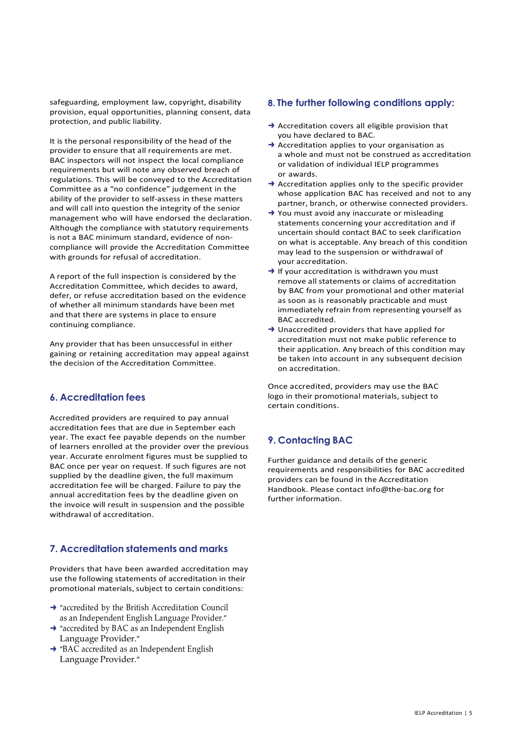safeguarding, employment law, copyright, disability provision, equal opportunities, planning consent, data protection, and public liability.

It is the personal responsibility of the head of the provider to ensure that all requirements are met. BAC inspectors will not inspect the local compliance requirements but will note any observed breach of regulations. This will be conveyed to the Accreditation Committee as a "no confidence" judgement in the ability of the provider to self-assess in these matters and will call into question the integrity of the senior management who will have endorsed the declaration. Although the compliance with statutory requirements is not a BAC minimum standard, evidence of non-compliance will provide the Accreditation Committee with grounds for refusal of accreditation.

A report of the full inspection is considered by the Accreditation Committee, which decides to award, defer, or refuse accreditation based on the evidence of whether all minimum standards have been met and that there are systems in place to ensure continuing compliance.

Any provider that has been unsuccessful in either gaining or retaining accreditation may appeal against the decision of the Accreditation Committee.

## 6. Accreditation fees

Accredited providers are required to pay annual accreditation fees that are due in September each year. The exact fee payable depends on the number of learners enrolled at the provider over the previous year. Accurate enrolment figures must be supplied to BAC once per year on request. If such figures are not supplied by the deadline given, the full maximum accreditation fee will be charged. Failure to pay the annual accreditation fees by the deadline given on the invoice will result in suspension and the possible withdrawal of accreditation.

## 7. Accreditation statements and marks

Providers that have been awarded accreditation may use the following statements of accreditation in their promotional materials, subject to certain conditions:

- "accredited by the British Accreditation Council as an Independent English Language Provider."
- "accredited by BAC as an Independent English Language Provider."
- "BAC accredited as an Independent English Language Provider."

## 8. The further following conditions apply:

- Accreditation covers all eligible provision that you have declared to BAC.
- Accreditation applies to your organisation as a whole and must not be construed as accreditation or validation of individual IELP programmes or awards.
- Accreditation applies only to the specific provider whose application BAC has received and not to any partner, branch, or otherwise connected providers.
- You must avoid any inaccurate or misleading statements concerning your accreditation and if uncertain should contact BAC to seek clarification on what is acceptable. Any breach of this condition may lead to the suspension or withdrawal of your accreditation.
- If your accreditation is withdrawn you must remove all statements or claims of accreditation by BAC from your promotional and other material as soon as is reasonably practicable and must immediately refrain from representing yourself as BAC accredited.
- Unaccredited providers that have applied for accreditation must not make public reference to their application. Any breach of this condition may be taken into account in any subsequent decision on accreditation.

Once accredited, providers may use the BAC logo in their promotional materials, subject to certain conditions.

## 9. Contacting BAC

Further guidance and details of the generic requirements and responsibilities for BAC accredited providers can be found in the Accreditation Handbook. Please contact info@the-bac.org for further information.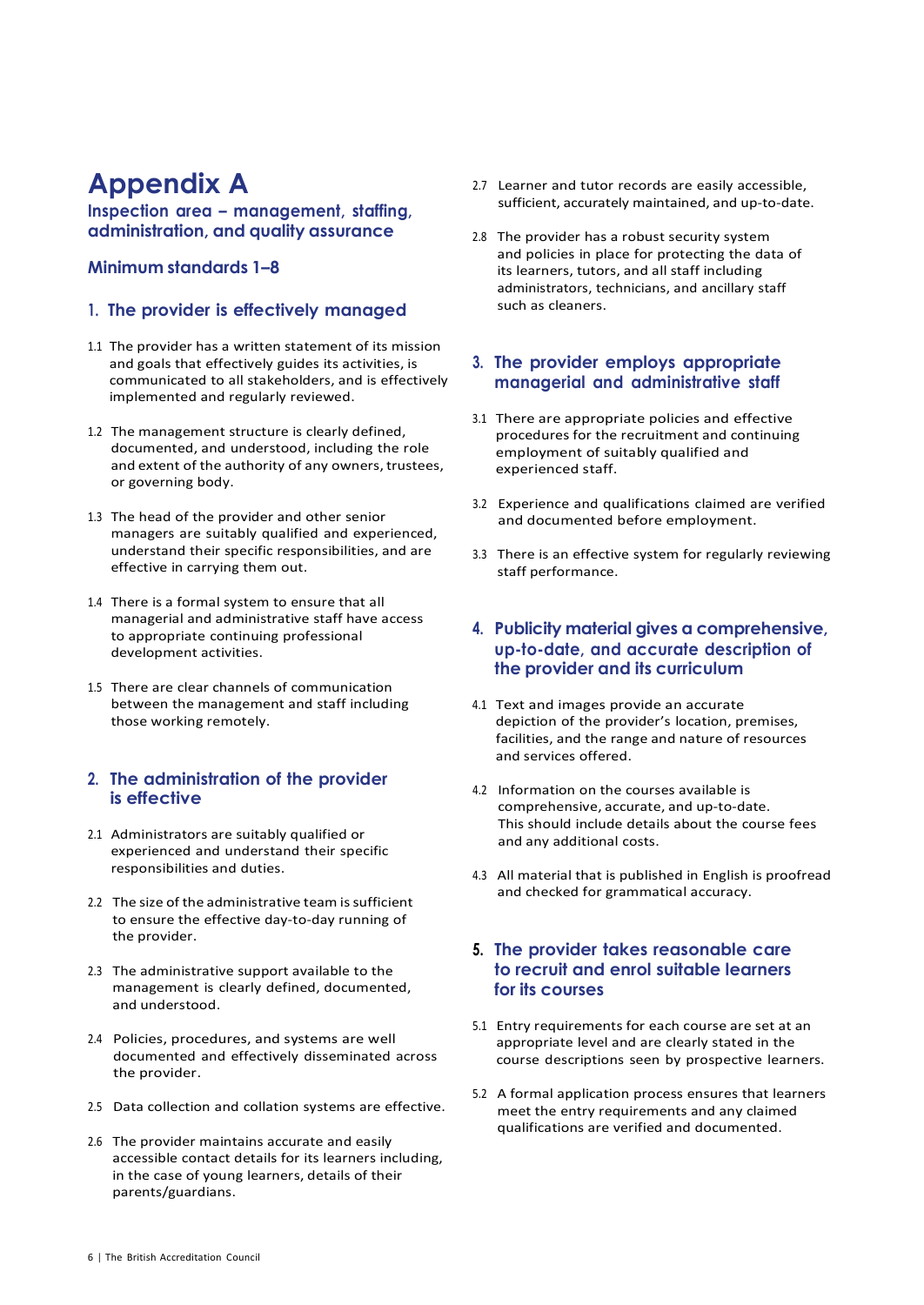# Appendix A

## Inspection area – management, staffing, administration, and quality assurance

### Minimum standards 1–8

### 1. The provider is effectively managed

1.1 The provider has a written statement of its mission and goals that effectively guides its activities, is communicated to all stakeholders, and is effectively implemented and regularly reviewed.

1.2 The management structure is clearly defined, documented, and understood, including the role and extent of the authority of any owners, trustees, or governing body.

1.3 The head of the provider and other senior managers are suitably qualified and experienced, understand their specific responsibilities, and are effective in carrying them out.

1.4 There is a formal system to ensure that all managerial and administrative staff have access to appropriate continuing professional development activities.

1.5 There are clear channels of communication between the management and staff including those working remotely.

### 2. The administration of the provider is effective

2.1 Administrators are suitably qualified or experienced and understand their specific responsibilities and duties.

2.2 The size of the administrative team is sufficient to ensure the effective day-to-day running of the provider.

2.3 The administrative support available to the management is clearly defined, documented, and understood.

2.4 Policies, procedures, and systems are well documented and effectively disseminated across the provider.

2.5 Data collection and collation systems are effective.

2.6 The provider maintains accurate and easily accessible contact details for its learners including, in the case of young learners, details of their parents/guardians.

2.7 Learner and tutor records are easily accessible, sufficient, accurately maintained, and up-to-date.

2.8 The provider has a robust security system and policies in place for protecting the data of its learners, tutors, and all staff including administrators, technicians, and ancillary staff such as cleaners.

### 3. The provider employs appropriate managerial and administrative staff

3.1 There are appropriate policies and effective procedures for the recruitment and continuing employment of suitably qualified and experienced staff.

3.2 Experience and qualifications claimed are verified and documented before employment.

3.3 There is an effective system for regularly reviewing staff performance.

### 4. Publicity material gives a comprehensive, up-to-date, and accurate description of the provider and its curriculum

4.1 Text and images provide an accurate depiction of the provider's location, premises, facilities, and the range and nature of resources and services offered.

4.2 Information on the courses available is comprehensive, accurate, and up-to-date. This should include details about the course fees and any additional costs.

4.3 All material that is published in English is proofread and checked for grammatical accuracy.

### 5. The provider takes reasonable care to recruit and enrol suitable learners for its courses

5.1 Entry requirements for each course are set at an appropriate level and are clearly stated in the course descriptions seen by prospective learners.

5.2 A formal application process ensures that learners meet the entry requirements and any claimed qualifications are verified and documented.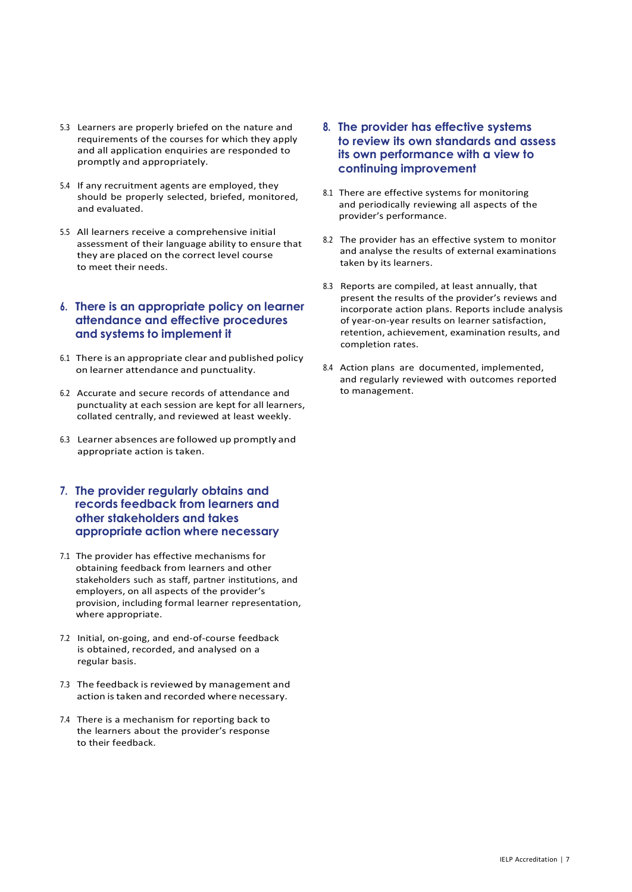5.3 Learners are properly briefed on the nature and requirements of the courses for which they apply and all application enquiries are responded to promptly and appropriately.

5.4 If any recruitment agents are employed, they should be properly selected, briefed, monitored, and evaluated.

5.5 All learners receive a comprehensive initial assessment of their language ability to ensure that they are placed on the correct level course to meet their needs.

## 6. There is an appropriate policy on learner attendance and effective procedures and systems to implement it

6.1 There is an appropriate clear and published policy on learner attendance and punctuality.

6.2 Accurate and secure records of attendance and punctuality at each session are kept for all learners, collated centrally, and reviewed at least weekly.

6.3 Learner absences are followed up promptly and appropriate action is taken.

## 7. The provider regularly obtains and records feedback from learners and other stakeholders and takes appropriate action where necessary

7.1 The provider has effective mechanisms for obtaining feedback from learners and other stakeholders such as staff, partner institutions, and employers, on all aspects of the provider's provision, including formal learner representation, where appropriate.

7.2 Initial, on-going, and end-of-course feedback is obtained, recorded, and analysed on a regular basis.

7.3 The feedback is reviewed by management and action is taken and recorded where necessary.

7.4 There is a mechanism for reporting back to the learners about the provider's response to their feedback.

## 8. The provider has effective systems to review its own standards and assess its own performance with a view to continuing improvement

8.1 There are effective systems for monitoring and periodically reviewing all aspects of the provider's performance.

8.2 The provider has an effective system to monitor and analyse the results of external examinations taken by its learners.

8.3 Reports are compiled, at least annually, that present the results of the provider's reviews and incorporate action plans. Reports include analysis of year-on-year results on learner satisfaction, retention, achievement, examination results, and completion rates.

8.4 Action plans are documented, implemented, and regularly reviewed with outcomes reported to management.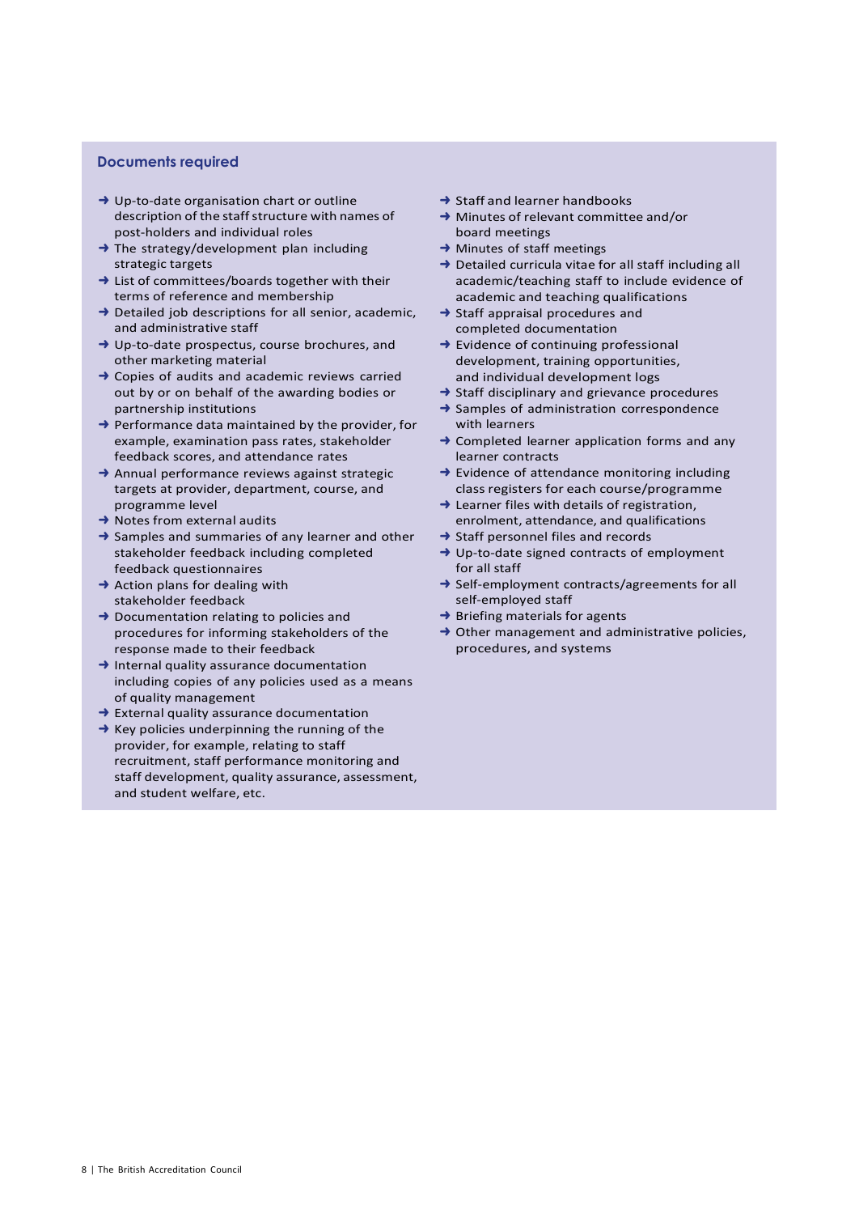### Documents required

- Up-to-date organisation chart or outline description of the staff structure with names of post-holders and individual roles
- The strategy/development plan including strategic targets
- List of committees/boards together with their terms of reference and membership
- Detailed job descriptions for all senior, academic, and administrative staff
- Up-to-date prospectus, course brochures, and other marketing material
- Copies of audits and academic reviews carried out by or on behalf of the awarding bodies or partnership institutions
- Performance data maintained by the provider, for example, examination pass rates, stakeholder feedback scores, and attendance rates
- Annual performance reviews against strategic targets at provider, department, course, and programme level
- Notes from external audits
- Samples and summaries of any learner and other stakeholder feedback including completed feedback questionnaires
- Action plans for dealing with stakeholder feedback
- Documentation relating to policies and procedures for informing stakeholders of the response made to their feedback
- Internal quality assurance documentation including copies of any policies used as a means of quality management
- External quality assurance documentation
- Key policies underpinning the running of the provider, for example, relating to staff recruitment, staff performance monitoring and staff development, quality assurance, assessment, and student welfare, etc.
- Staff and learner handbooks
- Minutes of relevant committee and/or board meetings
- Minutes of staff meetings
- Detailed curricula vitae for all staff including all academic/teaching staff to include evidence of academic and teaching qualifications
- Staff appraisal procedures and completed documentation
- Evidence of continuing professional development, training opportunities, and individual development logs
- Staff disciplinary and grievance procedures
- Samples of administration correspondence with learners
- Completed learner application forms and any learner contracts
- Evidence of attendance monitoring including class registers for each course/programme
- Learner files with details of registration, enrolment, attendance, and qualifications
- Staff personnel files and records
- Up-to-date signed contracts of employment for all staff
- Self-employment contracts/agreements for all self-employed staff
- Briefing materials for agents
- Other management and administrative policies, procedures, and systems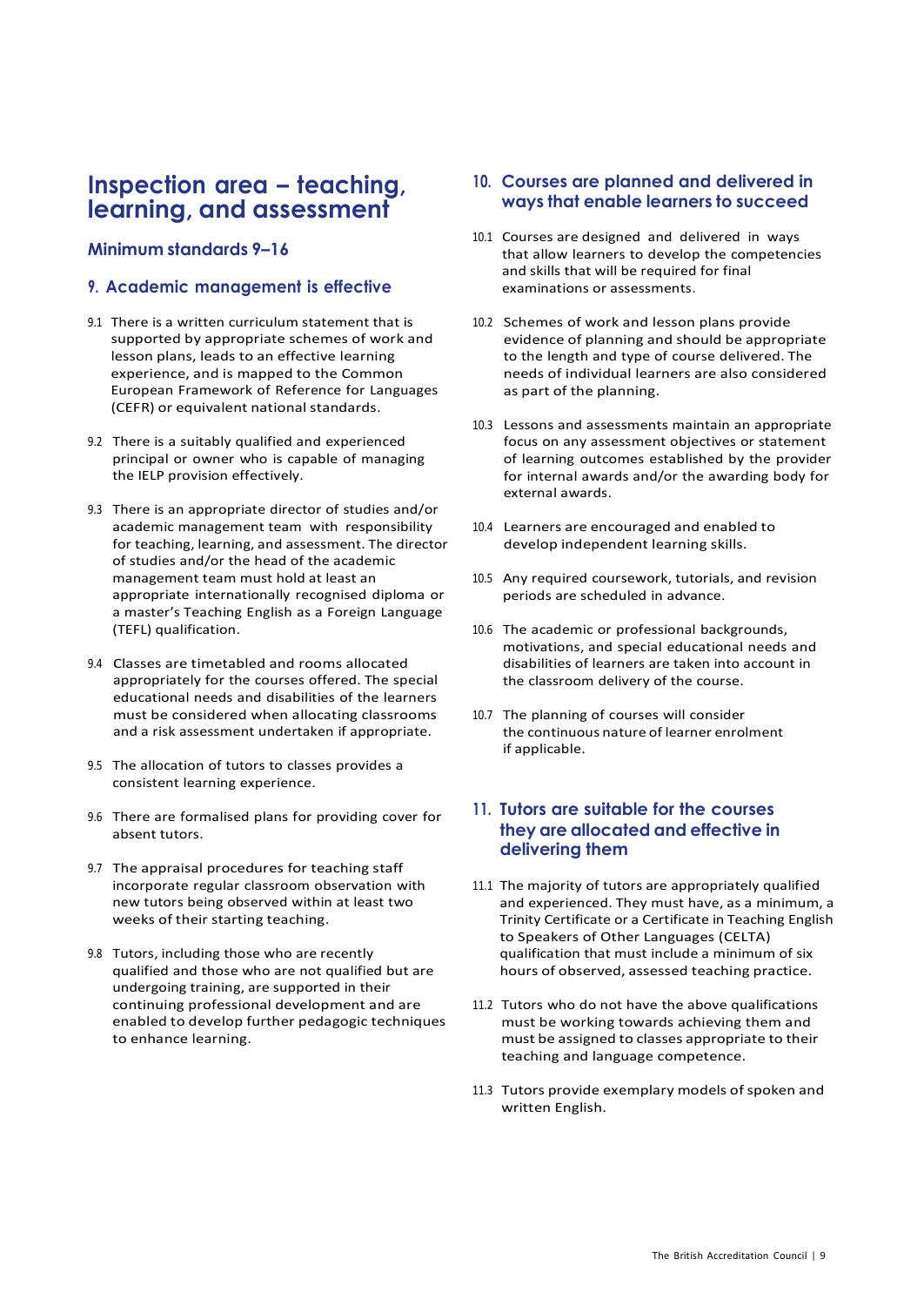# Inspection area – teaching, learning, and assessment

### Minimum standards 9–16

## 9. Academic management is effective

9.1 There is a written curriculum statement that is supported by appropriate schemes of work and lesson plans, leads to an effective learning experience, and is mapped to the Common European Framework of Reference for Languages (CEFR) or equivalent national standards.

9.2 There is a suitably qualified and experienced principal or owner who is capable of managing the IELP provision effectively.

9.3 There is an appropriate director of studies and/or academic management team with responsibility for teaching, learning, and assessment. The director of studies and/or the head of the academic management team must hold at least an appropriate internationally recognised diploma or a master's Teaching English as a Foreign Language (TEFL) qualification.

9.4 Classes are timetabled and rooms allocated appropriately for the courses offered. The special educational needs and disabilities of the learners must be considered when allocating classrooms and a risk assessment undertaken if appropriate.

9.5 The allocation of tutors to classes provides a consistent learning experience.

9.6 There are formalised plans for providing cover for absent tutors.

9.7 The appraisal procedures for teaching staff incorporate regular classroom observation with new tutors being observed within at least two weeks of their starting teaching.

9.8 Tutors, including those who are recently qualified and those who are not qualified but are undergoing training, are supported in their continuing professional development and are enabled to develop further pedagogic techniques to enhance learning.

## 10. Courses are planned and delivered in ways that enable learners to succeed

10.1 Courses are designed and delivered in ways that allow learners to develop the competencies and skills that will be required for final examinations or assessments.

10.2 Schemes of work and lesson plans provide evidence of planning and should be appropriate to the length and type of course delivered. The needs of individual learners are also considered as part of the planning.

10.3 Lessons and assessments maintain an appropriate focus on any assessment objectives or statement of learning outcomes established by the provider for internal awards and/or the awarding body for external awards.

10.4 Learners are encouraged and enabled to develop independent learning skills.

10.5 Any required coursework, tutorials, and revision periods are scheduled in advance.

10.6 The academic or professional backgrounds, motivations, and special educational needs and disabilities of learners are taken into account in the classroom delivery of the course.

10.7 The planning of courses will consider the continuous nature of learner enrolment if applicable.

## 11. Tutors are suitable for the courses they are allocated and effective in delivering them

11.1 The majority of tutors are appropriately qualified and experienced. They must have, as a minimum, a Trinity Certificate or a Certificate in Teaching English to Speakers of Other Languages (CELTA) qualification that must include a minimum of six hours of observed, assessed teaching practice.

11.2 Tutors who do not have the above qualifications must be working towards achieving them and must be assigned to classes appropriate to their teaching and language competence.

11.3 Tutors provide exemplary models of spoken and written English.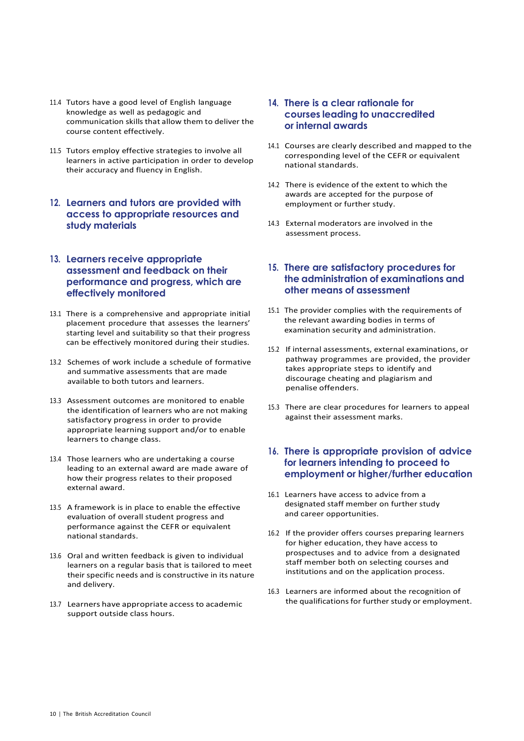11.4 Tutors have a good level of English language knowledge as well as pedagogic and communication skills that allow them to deliver the course content effectively.

11.5 Tutors employ effective strategies to involve all learners in active participation in order to develop their accuracy and fluency in English.

## 12. Learners and tutors are provided with access to appropriate resources and study materials

## 13. Learners receive appropriate assessment and feedback on their performance and progress, which are effectively monitored

13.1 There is a comprehensive and appropriate initial placement procedure that assesses the learners' starting level and suitability so that their progress can be effectively monitored during their studies.

13.2 Schemes of work include a schedule of formative and summative assessments that are made available to both tutors and learners.

13.3 Assessment outcomes are monitored to enable the identification of learners who are not making satisfactory progress in order to provide appropriate learning support and/or to enable learners to change class.

13.4 Those learners who are undertaking a course leading to an external award are made aware of how their progress relates to their proposed external award.

13.5 A framework is in place to enable the effective evaluation of overall student progress and performance against the CEFR or equivalent national standards.

13.6 Oral and written feedback is given to individual learners on a regular basis that is tailored to meet their specific needs and is constructive in its nature and delivery.

13.7 Learners have appropriate access to academic support outside class hours.

## 14. There is a clear rationale for courses leading to unaccredited or internal awards

14.1 Courses are clearly described and mapped to the corresponding level of the CEFR or equivalent national standards.

14.2 There is evidence of the extent to which the awards are accepted for the purpose of employment or further study.

14.3 External moderators are involved in the assessment process.

## 15. There are satisfactory procedures for the administration of examinations and other means of assessment

15.1 The provider complies with the requirements of the relevant awarding bodies in terms of examination security and administration.

15.2 If internal assessments, external examinations, or pathway programmes are provided, the provider takes appropriate steps to identify and discourage cheating and plagiarism and penalise offenders.

15.3 There are clear procedures for learners to appeal against their assessment marks.

## 16. There is appropriate provision of advice for learners intending to proceed to employment or higher/further education

16.1 Learners have access to advice from a designated staff member on further study and career opportunities.

16.2 If the provider offers courses preparing learners for higher education, they have access to prospectuses and to advice from a designated staff member both on selecting courses and institutions and on the application process.

16.3 Learners are informed about the recognition of the qualifications for further study or employment.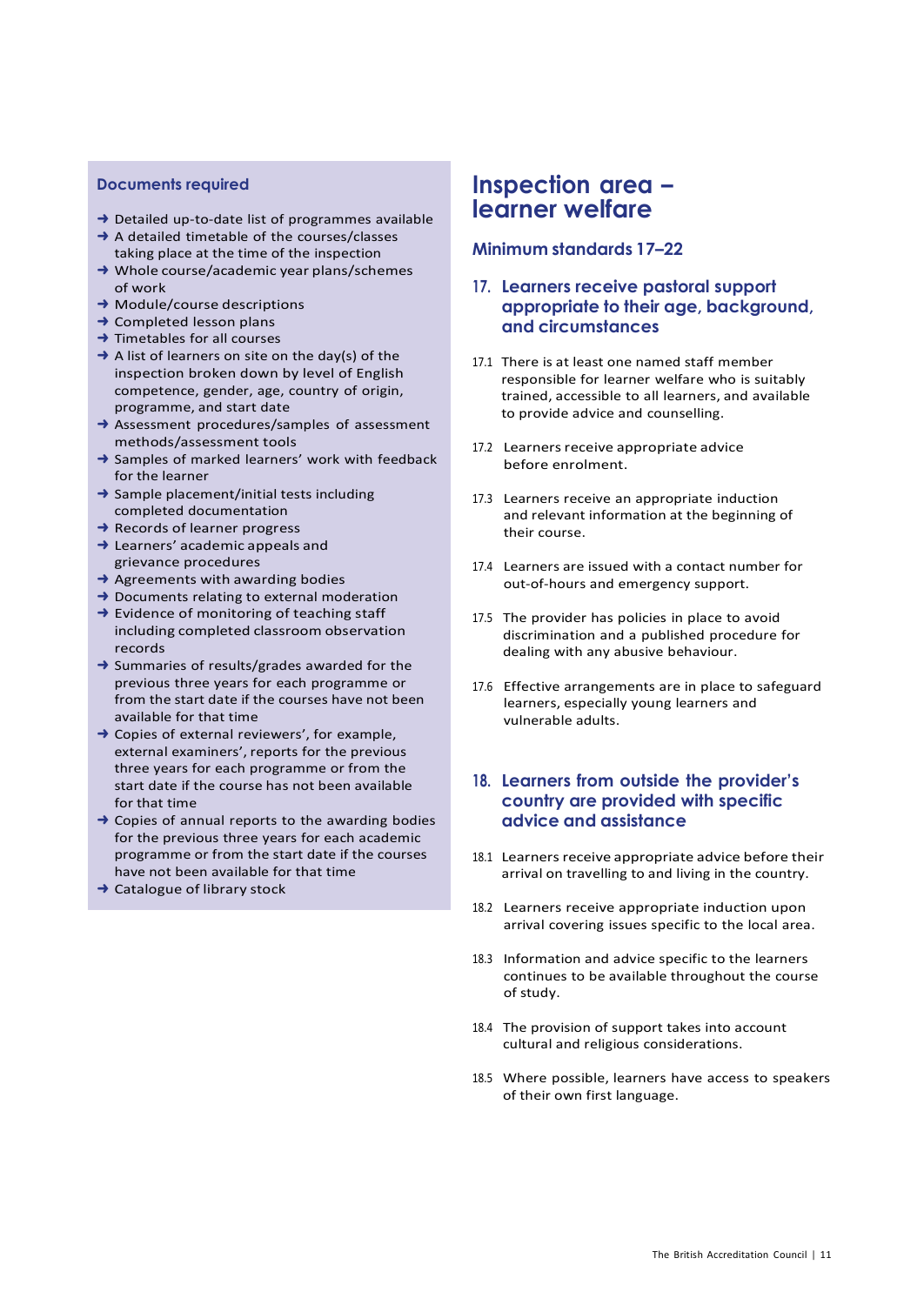### Documents required

- Detailed up-to-date list of programmes available
- A detailed timetable of the courses/classes taking place at the time of the inspection
- Whole course/academic year plans/schemes of work
- Module/course descriptions
- Completed lesson plans
- Timetables for all courses
- A list of learners on site on the day(s) of the inspection broken down by level of English competence, gender, age, country of origin, programme, and start date
- Assessment procedures/samples of assessment methods/assessment tools
- Samples of marked learners' work with feedback for the learner
- Sample placement/initial tests including completed documentation
- Records of learner progress
- Learners' academic appeals and grievance procedures
- Agreements with awarding bodies
- Documents relating to external moderation
- Evidence of monitoring of teaching staff including completed classroom observation records
- Summaries of results/grades awarded for the previous three years for each programme or from the start date if the courses have not been available for that time
- Copies of external reviewers', for example, external examiners', reports for the previous three years for each programme or from the start date if the course has not been available for that time
- Copies of annual reports to the awarding bodies for the previous three years for each academic programme or from the start date if the courses have not been available for that time
- Catalogue of library stock

# Inspection area – learner welfare

## Minimum standards 17–22

### 17. Learners receive pastoral support appropriate to their age, background, and circumstances

17.1 There is at least one named staff member responsible for learner welfare who is suitably trained, accessible to all learners, and available to provide advice and counselling.

17.2 Learners receive appropriate advice before enrolment.

17.3 Learners receive an appropriate induction and relevant information at the beginning of their course.

17.4 Learners are issued with a contact number for out-of-hours and emergency support.

17.5 The provider has policies in place to avoid discrimination and a published procedure for dealing with any abusive behaviour.

17.6 Effective arrangements are in place to safeguard learners, especially young learners and vulnerable adults.

### 18. Learners from outside the provider's country are provided with specific advice and assistance

18.1 Learners receive appropriate advice before their arrival on travelling to and living in the country.

18.2 Learners receive appropriate induction upon arrival covering issues specific to the local area.

18.3 Information and advice specific to the learners continues to be available throughout the course of study.

18.4 The provision of support takes into account cultural and religious considerations.

18.5 Where possible, learners have access to speakers of their own first language.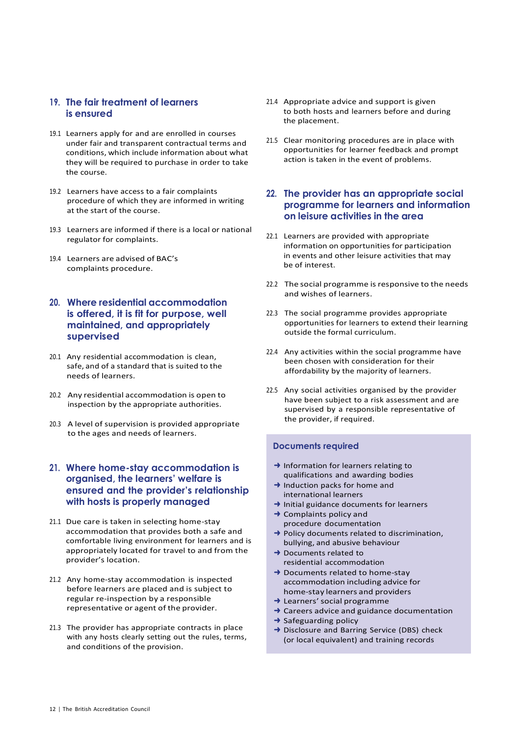## 19. The fair treatment of learners is ensured

19.1 Learners apply for and are enrolled in courses under fair and transparent contractual terms and conditions, which include information about what they will be required to purchase in order to take the course.

19.2 Learners have access to a fair complaints procedure of which they are informed in writing at the start of the course.

19.3 Learners are informed if there is a local or national regulator for complaints.

19.4 Learners are advised of BAC's complaints procedure.

## 20. Where residential accommodation is offered, it is fit for purpose, well maintained, and appropriately supervised

20.1 Any residential accommodation is clean, safe, and of a standard that is suited to the needs of learners.

20.2 Any residential accommodation is open to inspection by the appropriate authorities.

20.3 A level of supervision is provided appropriate to the ages and needs of learners.

## 21. Where home-stay accommodation is organised, the learners' welfare is ensured and the provider's relationship with hosts is properly managed

21.1 Due care is taken in selecting home-stay accommodation that provides both a safe and comfortable living environment for learners and is appropriately located for travel to and from the provider's location.

21.2 Any home-stay accommodation is inspected before learners are placed and is subject to regular re-inspection by a responsible representative or agent of the provider.

21.3 The provider has appropriate contracts in place with any hosts clearly setting out the rules, terms, and conditions of the provision.

21.4 Appropriate advice and support is given to both hosts and learners before and during the placement.

21.5 Clear monitoring procedures are in place with opportunities for learner feedback and prompt action is taken in the event of problems.

## 22. The provider has an appropriate social programme for learners and information on leisure activities in the area

22.1 Learners are provided with appropriate information on opportunities for participation in events and other leisure activities that may be of interest.

22.2 The social programme is responsive to the needs and wishes of learners.

22.3 The social programme provides appropriate opportunities for learners to extend their learning outside the formal curriculum.

22.4 Any activities within the social programme have been chosen with consideration for their affordability by the majority of learners.

22.5 Any social activities organised by the provider have been subject to a risk assessment and are supervised by a responsible representative of the provider, if required.

### Documents required

- ➜ Information for learners relating to qualifications and awarding bodies
- ➜ Induction packs for home and international learners
- ➜ Initial guidance documents for learners
- ➜ Complaints policy and procedure documentation
- ➜ Policy documents related to discrimination, bullying, and abusive behaviour
- ➜ Documents related to residential accommodation
- ➜ Documents related to home-stay accommodation including advice for home-stay learners and providers
- ➜ Learners' social programme
- ➜ Careers advice and guidance documentation
- ➜ Safeguarding policy
- ➜ Disclosure and Barring Service (DBS) check (or local equivalent) and training records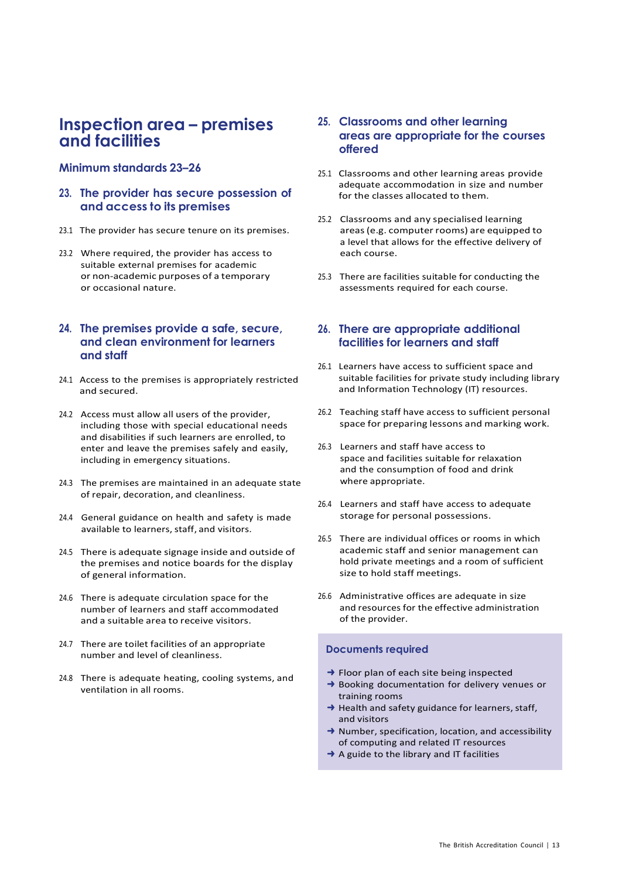# Inspection area – premises and facilities

## Minimum standards 23–26

### 23. The provider has secure possession of and access to its premises

23.1 The provider has secure tenure on its premises.

23.2 Where required, the provider has access to suitable external premises for academic or non-academic purposes of a temporary or occasional nature.

### 24. The premises provide a safe, secure, and clean environment for learners and staff

24.1 Access to the premises is appropriately restricted and secured.

24.2 Access must allow all users of the provider, including those with special educational needs and disabilities if such learners are enrolled, to enter and leave the premises safely and easily, including in emergency situations.

24.3 The premises are maintained in an adequate state of repair, decoration, and cleanliness.

24.4 General guidance on health and safety is made available to learners, staff, and visitors.

24.5 There is adequate signage inside and outside of the premises and notice boards for the display of general information.

24.6 There is adequate circulation space for the number of learners and staff accommodated and a suitable area to receive visitors.

24.7 There are toilet facilities of an appropriate number and level of cleanliness.

24.8 There is adequate heating, cooling systems, and ventilation in all rooms.

### 25. Classrooms and other learning areas are appropriate for the courses offered

25.1 Classrooms and other learning areas provide adequate accommodation in size and number for the classes allocated to them.

25.2 Classrooms and any specialised learning areas (e.g. computer rooms) are equipped to a level that allows for the effective delivery of each course.

25.3 There are facilities suitable for conducting the assessments required for each course.

### 26. There are appropriate additional facilities for learners and staff

26.1 Learners have access to sufficient space and suitable facilities for private study including library and Information Technology (IT) resources.

26.2 Teaching staff have access to sufficient personal space for preparing lessons and marking work.

26.3 Learners and staff have access to space and facilities suitable for relaxation and the consumption of food and drink where appropriate.

26.4 Learners and staff have access to adequate storage for personal possessions.

26.5 There are individual offices or rooms in which academic staff and senior management can hold private meetings and a room of sufficient size to hold staff meetings.

26.6 Administrative offices are adequate in size and resources for the effective administration of the provider.

#### Documents required

- Floor plan of each site being inspected
- Booking documentation for delivery venues or training rooms
- Health and safety guidance for learners, staff, and visitors
- Number, specification, location, and accessibility of computing and related IT resources
- A guide to the library and IT facilities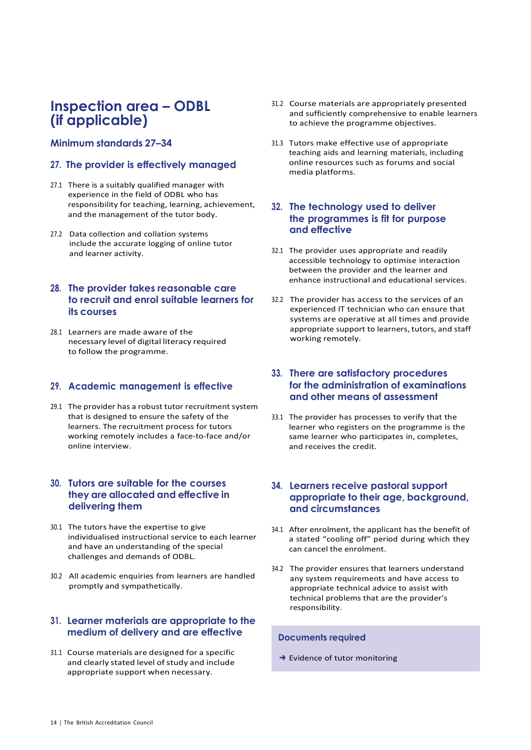# Inspection area – ODBL (if applicable)

### Minimum standards 27–34

## 27. The provider is effectively managed

27.1 There is a suitably qualified manager with experience in the field of ODBL who has responsibility for teaching, learning, achievement, and the management of the tutor body.

27.2 Data collection and collation systems include the accurate logging of online tutor and learner activity.

## 28. The provider takes reasonable care to recruit and enrol suitable learners for its courses

28.1 Learners are made aware of the necessary level of digital literacy required to follow the programme.

## 29. Academic management is effective

29.1 The provider has a robust tutor recruitment system that is designed to ensure the safety of the learners. The recruitment process for tutors working remotely includes a face-to-face and/or online interview.

## 30. Tutors are suitable for the courses they are allocated and effective in delivering them

30.1 The tutors have the expertise to give individualised instructional service to each learner and have an understanding of the special challenges and demands of ODBL.

30.2 All academic enquiries from learners are handled promptly and sympathetically.

## 31. Learner materials are appropriate to the medium of delivery and are effective

31.1 Course materials are designed for a specific and clearly stated level of study and include appropriate support when necessary.

31.2 Course materials are appropriately presented and sufficiently comprehensive to enable learners to achieve the programme objectives.

31.3 Tutors make effective use of appropriate teaching aids and learning materials, including online resources such as forums and social media platforms.

## 32. The technology used to deliver the programmes is fit for purpose and effective

32.1 The provider uses appropriate and readily accessible technology to optimise interaction between the provider and the learner and enhance instructional and educational services.

32.2 The provider has access to the services of an experienced IT technician who can ensure that systems are operative at all times and provide appropriate support to learners, tutors, and staff working remotely.

## 33. There are satisfactory procedures for the administration of examinations and other means of assessment

33.1 The provider has processes to verify that the learner who registers on the programme is the same learner who participates in, completes, and receives the credit.

## 34. Learners receive pastoral support appropriate to their age, background, and circumstances

34.1 After enrolment, the applicant has the benefit of a stated “cooling off” period during which they can cancel the enrolment.

34.2 The provider ensures that learners understand any system requirements and have access to appropriate technical advice to assist with technical problems that are the provider’s responsibility.

### Documents required

➜ Evidence of tutor monitoring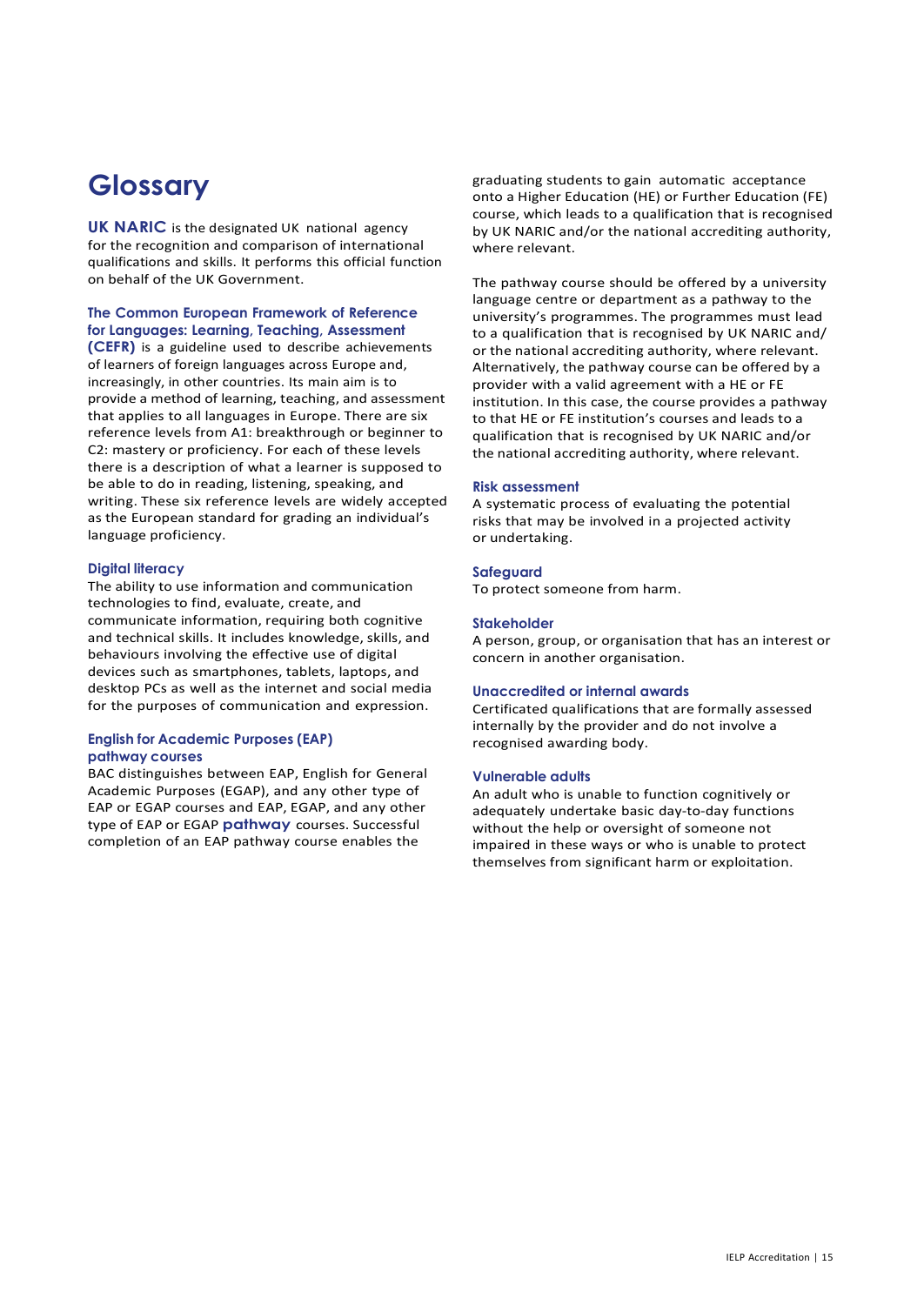# Glossary

**UK NARIC** is the designated UK national agency for the recognition and comparison of international qualifications and skills. It performs this official function on behalf of the UK Government.

**The Common European Framework of Reference for Languages: Learning, Teaching, Assessment (CEFR)** is a guideline used to describe achievements of learners of foreign languages across Europe and, increasingly, in other countries. Its main aim is to provide a method of learning, teaching, and assessment that applies to all languages in Europe. There are six reference levels from A1: breakthrough or beginner to C2: mastery or proficiency. For each of these levels there is a description of what a learner is supposed to be able to do in reading, listening, speaking, and writing. These six reference levels are widely accepted as the European standard for grading an individual's language proficiency.

### Digital literacy

The ability to use information and communication technologies to find, evaluate, create, and communicate information, requiring both cognitive and technical skills. It includes knowledge, skills, and behaviours involving the effective use of digital devices such as smartphones, tablets, laptops, and desktop PCs as well as the internet and social media for the purposes of communication and expression.

### English for Academic Purposes (EAP) pathway courses

BAC distinguishes between EAP, English for General Academic Purposes (EGAP), and any other type of EAP or EGAP courses and EAP, EGAP, and any other type of EAP or EGAP **pathway** courses. Successful completion of an EAP pathway course enables the graduating students to gain automatic acceptance onto a Higher Education (HE) or Further Education (FE) course, which leads to a qualification that is recognised by UK NARIC and/or the national accrediting authority, where relevant.

The pathway course should be offered by a university language centre or department as a pathway to the university's programmes. The programmes must lead to a qualification that is recognised by UK NARIC and/or the national accrediting authority, where relevant. Alternatively, the pathway course can be offered by a provider with a valid agreement with a HE or FE institution. In this case, the course provides a pathway to that HE or FE institution's courses and leads to a qualification that is recognised by UK NARIC and/or the national accrediting authority, where relevant.

### Risk assessment

A systematic process of evaluating the potential risks that may be involved in a projected activity or undertaking.

### Safeguard

To protect someone from harm.

### Stakeholder

A person, group, or organisation that has an interest or concern in another organisation.

### Unaccredited or internal awards

Certificated qualifications that are formally assessed internally by the provider and do not involve a recognised awarding body.

### Vulnerable adults

An adult who is unable to function cognitively or adequately undertake basic day-to-day functions without the help or oversight of someone not impaired in these ways or who is unable to protect themselves from significant harm or exploitation.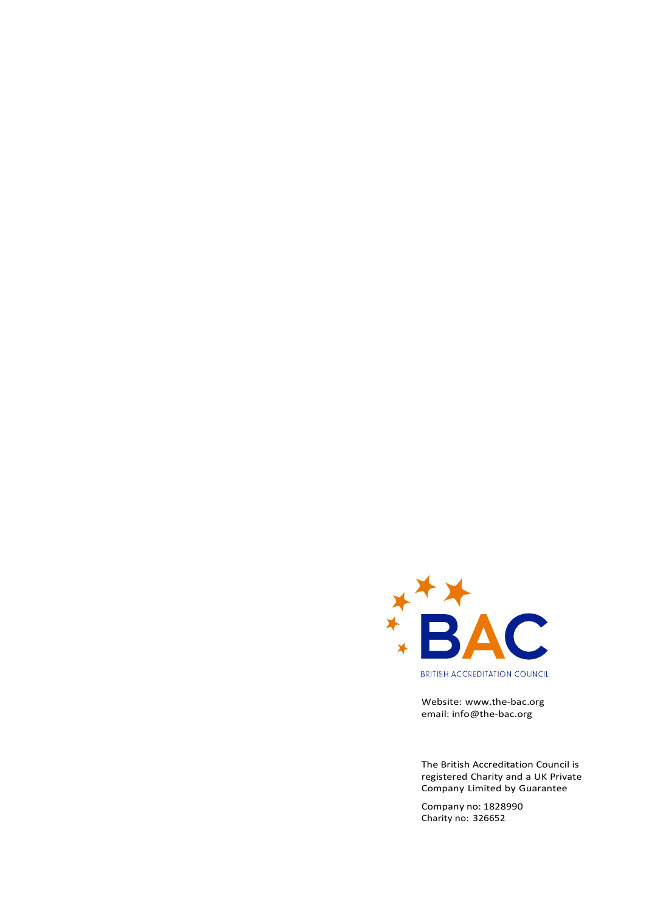BAC

BRITISH ACCREDITATION COUNCIL

Website: www.the-bac.org
email: info@the-bac.org

The British Accreditation Council is registered Charity and a UK Private Company Limited by Guarantee

Company no: 1828990
Charity no: 326652